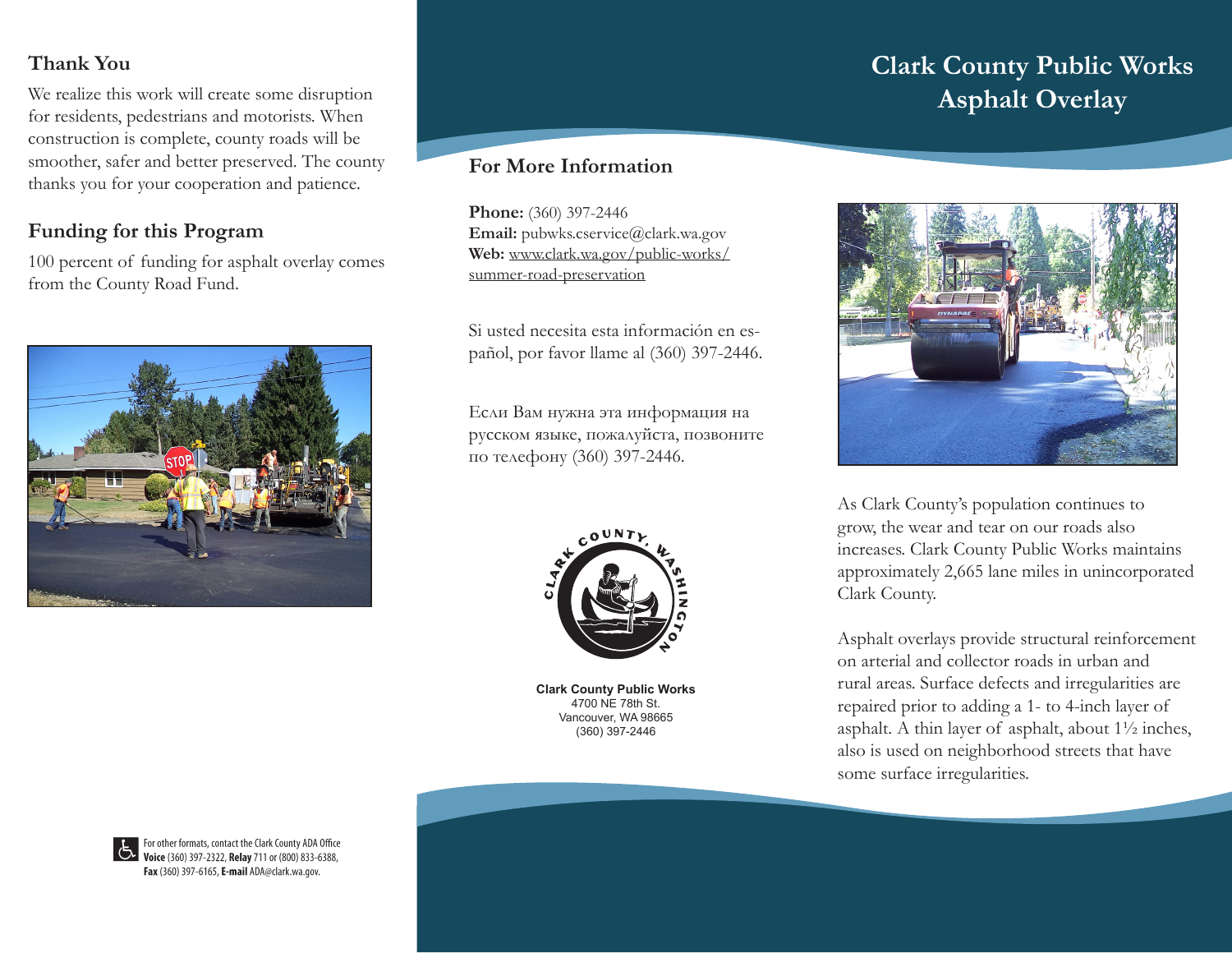# Clark County Public Works Asphalt Overlay

As Clark County's population continues to grow, the wear and tear on our roads also increases. Clark County Public Works maintains approximately 2,665 lane miles in unincorporated Clark County.

Asphalt overlays provide structural reinforcement on arterial and collector roads in urban and rural areas. Surface defects and irregularities are repaired prior to adding a 1- to 4-inch layer of asphalt. A thin layer of asphalt, about 1½ inches, also is used on neighborhood streets that have some surface irregularities.

## Thank You

We realize this work will create some disruption for residents, pedestrians and motorists. When construction is complete, county roads will be smoother, safer and better preserved. The county thanks you for your cooperation and patience.

## Funding for this Program

100 percent of funding for asphalt overlay comes from the County Road Fund.

For other formats, contact the Clark County ADA Office
**Voice** (360) 397-2322, **Relay** 711 or (800) 833-6388,
**Fax** (360) 397-6165, **E-mail** ADA@clark.wa.gov.

## For More Information

**Phone:** (360) 397-2446
**Email:** pubwks.cservice@clark.wa.gov
**Web:** www.clark.wa.gov/public-works/summer-road-preservation

Si usted necesita esta información en español, por favor llame al (360) 397-2446.

Если Вам нужна эта информация на русском языке, пожалуйста, позвоните по телефону (360) 397-2446.

CLARK COUNTY, WASHINGTON

**Clark County Public Works**
4700 NE 78th St.
Vancouver, WA 98665
(360) 397-2446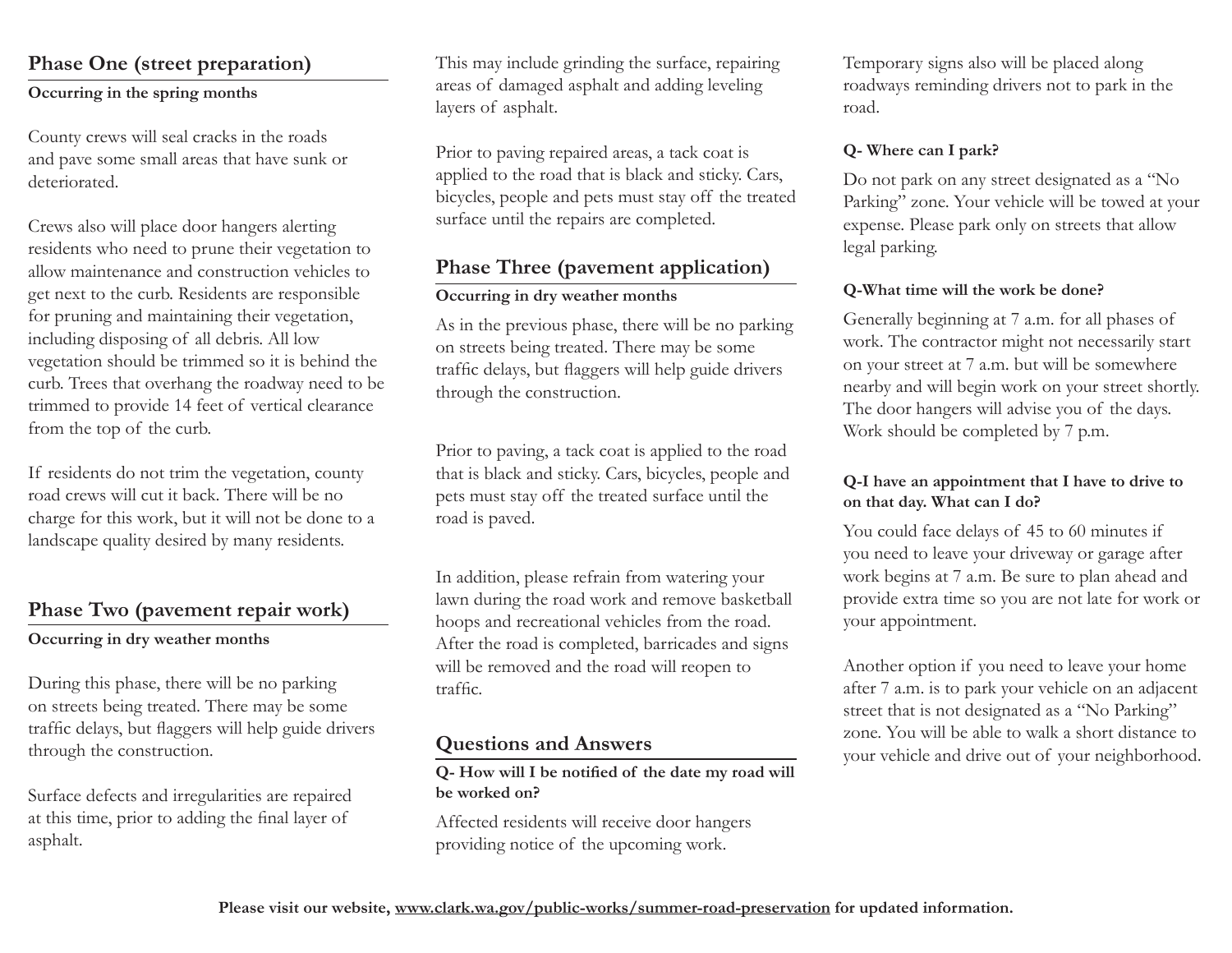## Phase One (street preparation)

**Occurring in the spring months**

County crews will seal cracks in the roads and pave some small areas that have sunk or deteriorated.

Crews also will place door hangers alerting residents who need to prune their vegetation to allow maintenance and construction vehicles to get next to the curb. Residents are responsible for pruning and maintaining their vegetation, including disposing of all debris. All low vegetation should be trimmed so it is behind the curb. Trees that overhang the roadway need to be trimmed to provide 14 feet of vertical clearance from the top of the curb.

If residents do not trim the vegetation, county road crews will cut it back. There will be no charge for this work, but it will not be done to a landscape quality desired by many residents.

## Phase Two (pavement repair work)

**Occurring in dry weather months**

During this phase, there will be no parking on streets being treated. There may be some traffic delays, but flaggers will help guide drivers through the construction.

Surface defects and irregularities are repaired at this time, prior to adding the final layer of asphalt. This may include grinding the surface, repairing areas of damaged asphalt and adding leveling layers of asphalt.

Prior to paving repaired areas, a tack coat is applied to the road that is black and sticky. Cars, bicycles, people and pets must stay off the treated surface until the repairs are completed.

## Phase Three (pavement application)

**Occurring in dry weather months**

As in the previous phase, there will be no parking on streets being treated. There may be some traffic delays, but flaggers will help guide drivers through the construction.

Prior to paving, a tack coat is applied to the road that is black and sticky. Cars, bicycles, people and pets must stay off the treated surface until the road is paved.

In addition, please refrain from watering your lawn during the road work and remove basketball hoops and recreational vehicles from the road. After the road is completed, barricades and signs will be removed and the road will reopen to traffic.

## Questions and Answers

**Q- How will I be notified of the date my road will be worked on?**

Affected residents will receive door hangers providing notice of the upcoming work. Temporary signs also will be placed along roadways reminding drivers not to park in the road.

**Q- Where can I park?**

Do not park on any street designated as a "No Parking" zone. Your vehicle will be towed at your expense. Please park only on streets that allow legal parking.

**Q-What time will the work be done?**

Generally beginning at 7 a.m. for all phases of work. The contractor might not necessarily start on your street at 7 a.m. but will be somewhere nearby and will begin work on your street shortly. The door hangers will advise you of the days. Work should be completed by 7 p.m.

**Q-I have an appointment that I have to drive to on that day. What can I do?**

You could face delays of 45 to 60 minutes if you need to leave your driveway or garage after work begins at 7 a.m. Be sure to plan ahead and provide extra time so you are not late for work or your appointment.

Another option if you need to leave your home after 7 a.m. is to park your vehicle on an adjacent street that is not designated as a "No Parking" zone. You will be able to walk a short distance to your vehicle and drive out of your neighborhood.

**Please visit our website, www.clark.wa.gov/public-works/summer-road-preservation for updated information.**